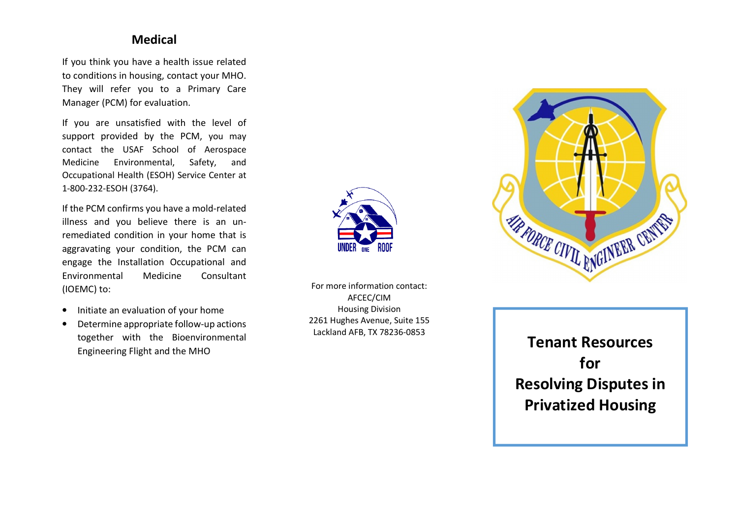## Medical

If you think you have a health issue related to conditions in housing, contact your MHO. They will refer you to a Primary Care Manager (PCM) for evaluation.

If you are unsatisfied with the level of support provided by the PCM, you may contact the USAF School of Aerospace Medicine Environmental, Safety, and Occupational Health (ESOH) Service Center at 1-800-232-ESOH (3764).

If the PCM confirms you have a mold-related illness and you believe there is an un-remediated condition in your home that is aggravating your condition, the PCM can engage the Installation Occupational and Environmental Medicine Consultant (IOEMC) to:

- Initiate an evaluation of your home
- Determine appropriate follow-up actions together with the Bioenvironmental Engineering Flight and the MHO

UNDER ONE ROOF

For more information contact:
AFCEC/CIM
Housing Division
2261 Hughes Avenue, Suite 155
Lackland AFB, TX 78236-0853

AIR FORCE CIVIL ENGINEER CENTER

# Tenant Resources for Resolving Disputes in Privatized Housing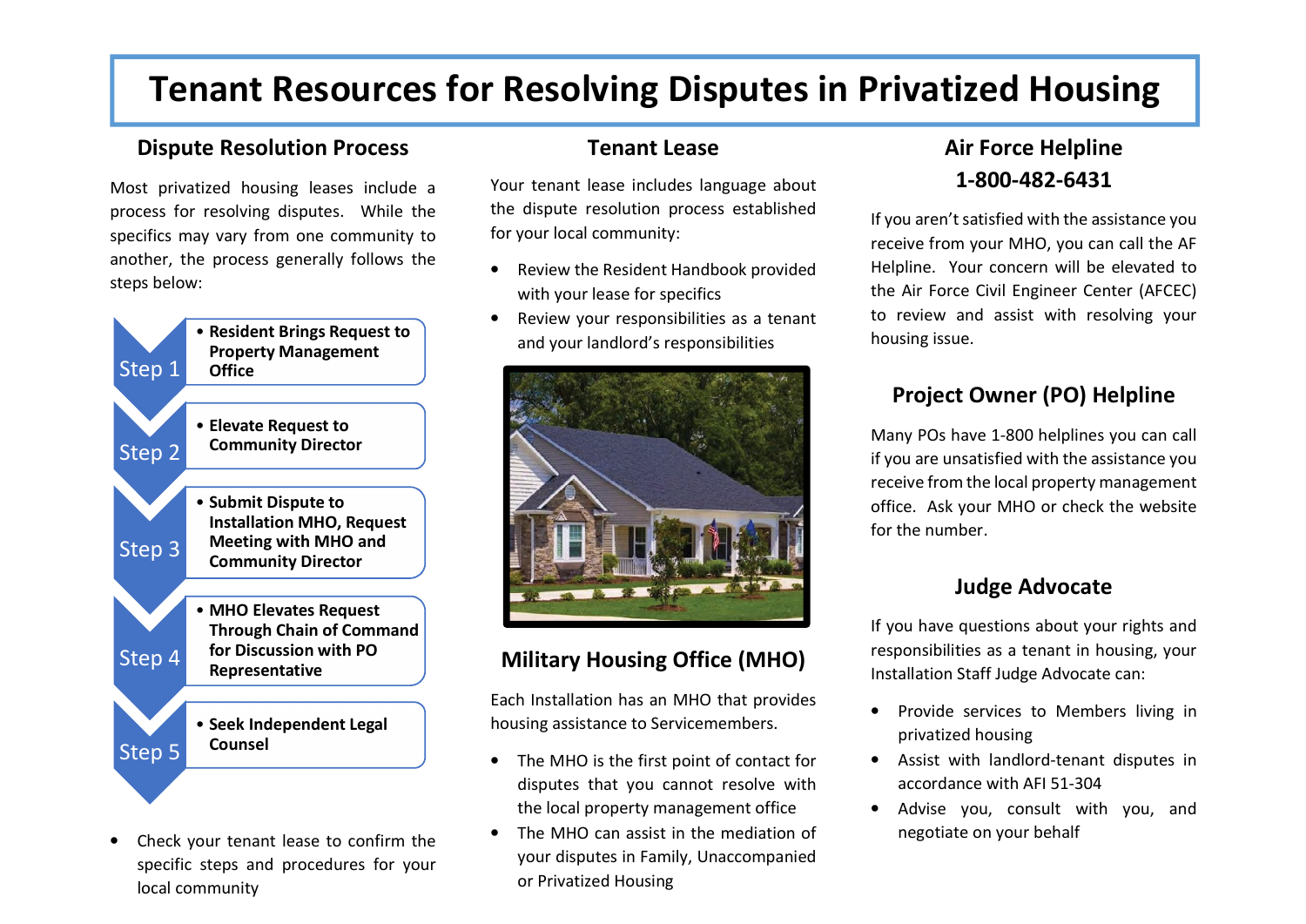# Tenant Resources for Resolving Disputes in Privatized Housing

## Dispute Resolution Process

Most privatized housing leases include a process for resolving disputes. While the specifics may vary from one community to another, the process generally follows the steps below:

- **Step 1** – **Resident Brings Request to Property Management Office**
- **Step 2** – **Elevate Request to Community Director**
- **Step 3** – **Submit Dispute to Installation MHO, Request Meeting with MHO and Community Director**
- **Step 4** – **MHO Elevates Request Through Chain of Command for Discussion with PO Representative**
- **Step 5** – **Seek Independent Legal Counsel**

- Check your tenant lease to confirm the specific steps and procedures for your local community

## Tenant Lease

Your tenant lease includes language about the dispute resolution process established for your local community:

- Review the Resident Handbook provided with your lease for specifics
- Review your responsibilities as a tenant and your landlord's responsibilities

## Military Housing Office (MHO)

Each Installation has an MHO that provides housing assistance to Servicemembers.

- The MHO is the first point of contact for disputes that you cannot resolve with the local property management office
- The MHO can assist in the mediation of your disputes in Family, Unaccompanied or Privatized Housing

## Air Force Helpline 1-800-482-6431

If you aren't satisfied with the assistance you receive from your MHO, you can call the AF Helpline. Your concern will be elevated to the Air Force Civil Engineer Center (AFCEC) to review and assist with resolving your housing issue.

## Project Owner (PO) Helpline

Many POs have 1-800 helplines you can call if you are unsatisfied with the assistance you receive from the local property management office. Ask your MHO or check the website for the number.

## Judge Advocate

If you have questions about your rights and responsibilities as a tenant in housing, your Installation Staff Judge Advocate can:

- Provide services to Members living in privatized housing
- Assist with landlord-tenant disputes in accordance with AFI 51-304
- Advise you, consult with you, and negotiate on your behalf